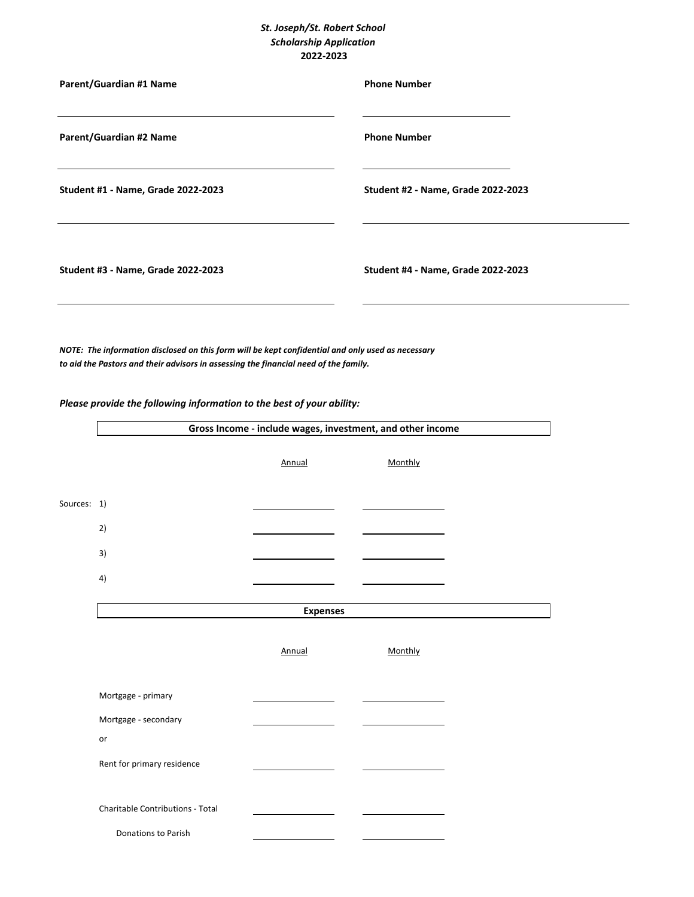***St. Joseph/St. Robert School***
***Scholarship Application***
**2022-2023**

| **Parent/Guardian #1 Name** | **Phone Number** |
| --- | --- |
| | |
| **Parent/Guardian #2 Name** | **Phone Number** |
| | |
| **Student #1 - Name, Grade 2022-2023** | **Student #2 - Name, Grade 2022-2023** |
| | |
| **Student #3 - Name, Grade 2022-2023** | **Student #4 - Name, Grade 2022-2023** |
| | |

***NOTE: The information disclosed on this form will be kept confidential and only used as necessary to aid the Pastors and their advisors in assessing the financial need of the family.***

***Please provide the following information to the best of your ability:***

**Gross Income - include wages, investment, and other income**

| | Annual | Monthly |
| --- | --- | --- |
| Sources: 1) | | |
| 2) | | |
| 3) | | |
| 4) | | |

**Expenses**

| | Annual | Monthly |
| --- | --- | --- |
| Mortgage - primary | | |
| Mortgage - secondary | | |
| or | | |
| Rent for primary residence | | |
| Charitable Contributions - Total | | |
| Donations to Parish | | |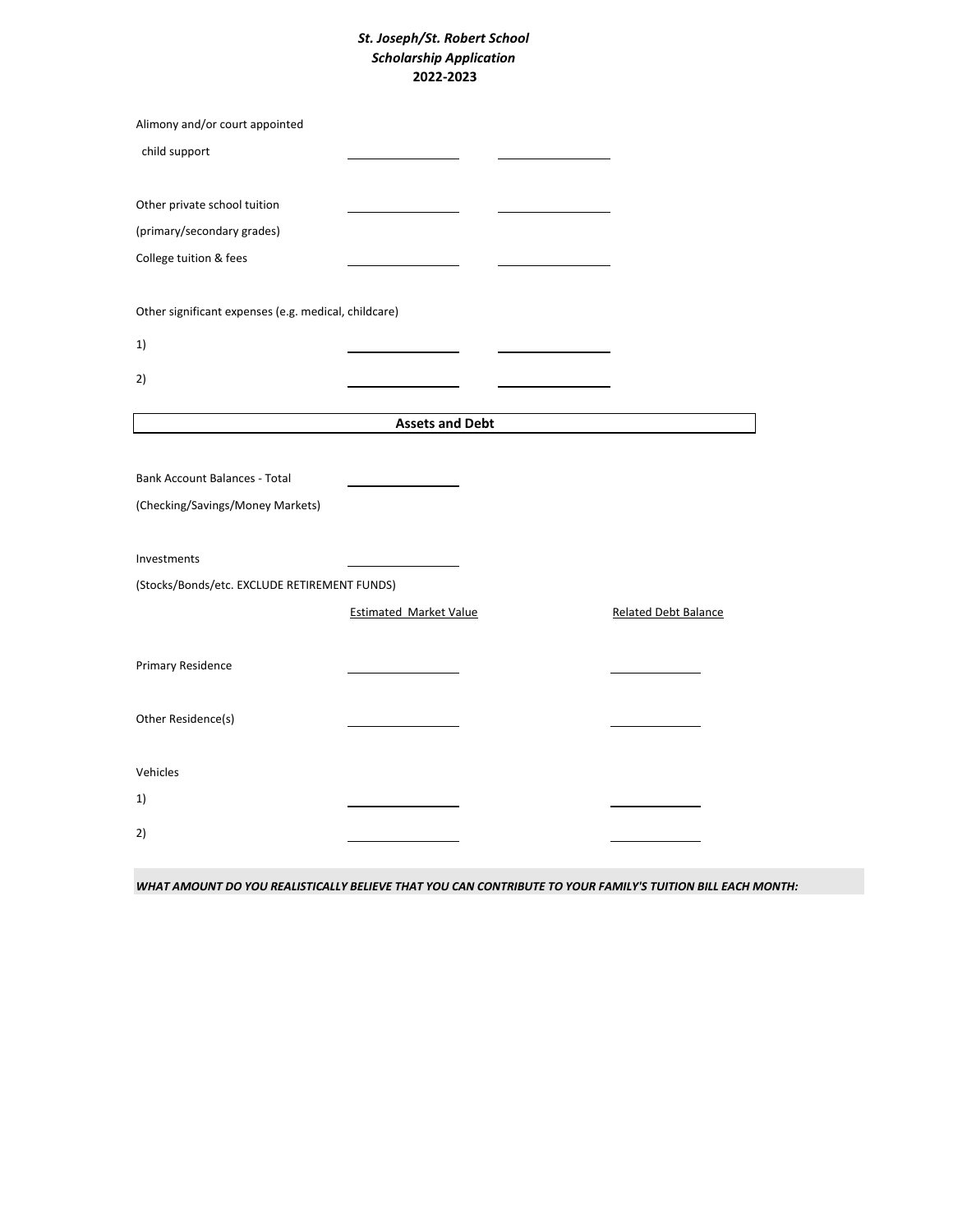***St. Joseph/St. Robert School***
***Scholarship Application***
**2022-2023**

| | | |
|---|---|---|
| Alimony and/or court appointed child support | ________ | ________ |
| Other private school tuition (primary/secondary grades) | ________ | ________ |
| College tuition & fees | ________ | ________ |

Other significant expenses (e.g. medical, childcare)

| | | |
|---|---|---|
| 1) | ________ | ________ |
| 2) | ________ | ________ |

## Assets and Debt

| | | |
|---|---|---|
| Bank Account Balances - Total (Checking/Savings/Money Markets) | ________ | |
| Investments (Stocks/Bonds/etc. EXCLUDE RETIREMENT FUNDS) | ________ | |
| | Estimated Market Value | Related Debt Balance |
| Primary Residence | ________ | ________ |
| Other Residence(s) | ________ | ________ |
| Vehicles | | |
| 1) | ________ | ________ |
| 2) | ________ | ________ |

***WHAT AMOUNT DO YOU REALISTICALLY BELIEVE THAT YOU CAN CONTRIBUTE TO YOUR FAMILY'S TUITION BILL EACH MONTH:***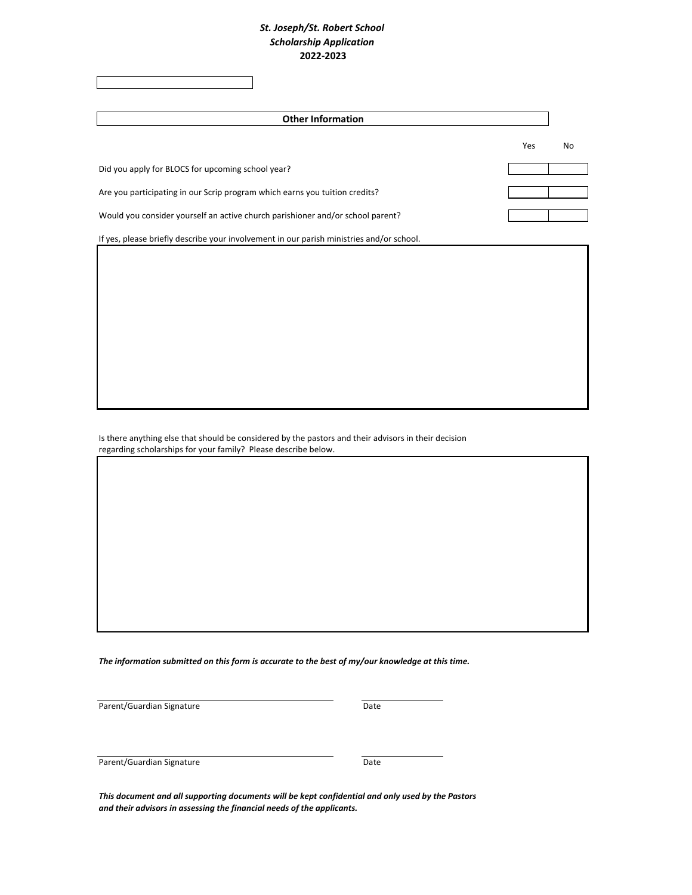***St. Joseph/St. Robert School***
***Scholarship Application***
**2022-2023**

## Other Information

| | Yes | No |
|---|---|---|
| Did you apply for BLOCS for upcoming school year? | | |
| Are you participating in our Scrip program which earns you tuition credits? | | |
| Would you consider yourself an active church parishioner and/or school parent? | | |

If yes, please briefly describe your involvement in our parish ministries and/or school.

Is there anything else that should be considered by the pastors and their advisors in their decision regarding scholarships for your family? Please describe below.

***The information submitted on this form is accurate to the best of my/our knowledge at this time.***

Parent/Guardian Signature &nbsp;&nbsp;&nbsp;&nbsp; Date

Parent/Guardian Signature &nbsp;&nbsp;&nbsp;&nbsp; Date

***This document and all supporting documents will be kept confidential and only used by the Pastors and their advisors in assessing the financial needs of the applicants.***